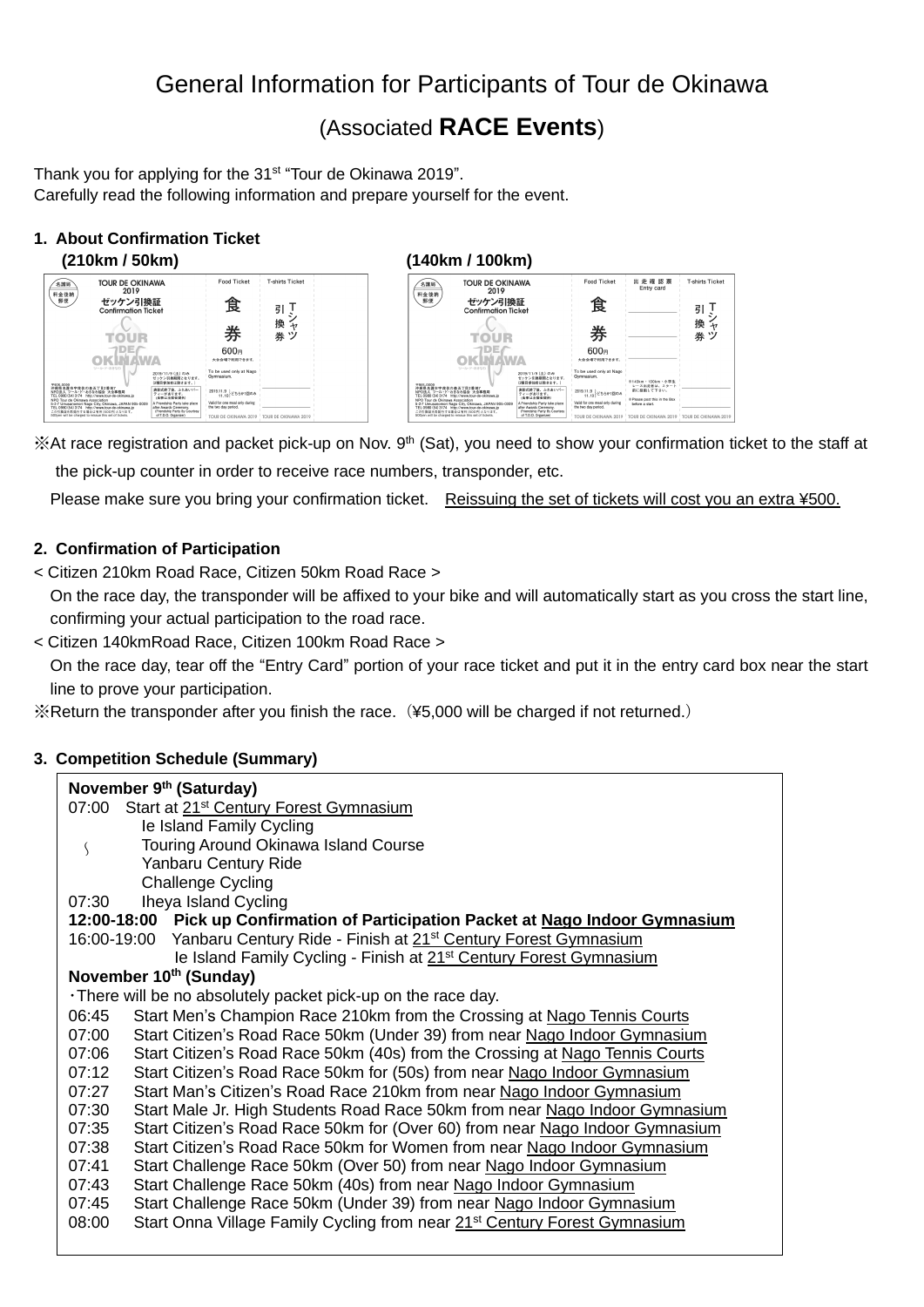# General Information for Participants of Tour de Okinawa

## (Associated **RACE Events**)

Thank you for applying for the 31st "Tour de Okinawa 2019".
Carefully read the following information and prepare yourself for the event.

### 1. About Confirmation Ticket

**(210km / 50km)** **(140km / 100km)**

※At race registration and packet pick-up on Nov. 9th (Sat), you need to show your confirmation ticket to the staff at the pick-up counter in order to receive race numbers, transponder, etc.

Please make sure you bring your confirmation ticket. Reissuing the set of tickets will cost you an extra ¥500.

### 2. Confirmation of Participation

< Citizen 210km Road Race, Citizen 50km Road Race >

On the race day, the transponder will be affixed to your bike and will automatically start as you cross the start line, confirming your actual participation to the road race.

< Citizen 140kmRoad Race, Citizen 100km Road Race >

On the race day, tear off the "Entry Card" portion of your race ticket and put it in the entry card box near the start line to prove your participation.

※Return the transponder after you finish the race.（¥5,000 will be charged if not returned.）

### 3. Competition Schedule (Summary)

**November 9th (Saturday)**

07:00 Start at 21st Century Forest Gymnasium
　　Ie Island Family Cycling
〈　Touring Around Okinawa Island Course
　　Yanbaru Century Ride
　　Challenge Cycling
07:30 Iheya Island Cycling

**12:00-18:00 Pick up Confirmation of Participation Packet at Nago Indoor Gymnasium**

16:00-19:00 Yanbaru Century Ride - Finish at 21st Century Forest Gymnasium
　　Ie Island Family Cycling - Finish at 21st Century Forest Gymnasium

**November 10th (Sunday)**

・There will be no absolutely packet pick-up on the race day.

06:45 Start Men's Champion Race 210km from the Crossing at Nago Tennis Courts
07:00 Start Citizen's Road Race 50km (Under 39) from near Nago Indoor Gymnasium
07:06 Start Citizen's Road Race 50km (40s) from the Crossing at Nago Tennis Courts
07:12 Start Citizen's Road Race 50km for (50s) from near Nago Indoor Gymnasium
07:27 Start Man's Citizen's Road Race 210km from near Nago Indoor Gymnasium
07:30 Start Male Jr. High Students Road Race 50km from near Nago Indoor Gymnasium
07:35 Start Citizen's Road Race 50km for (Over 60) from near Nago Indoor Gymnasium
07:38 Start Citizen's Road Race 50km for Women from near Nago Indoor Gymnasium
07:41 Start Challenge Race 50km (Over 50) from near Nago Indoor Gymnasium
07:43 Start Challenge Race 50km (40s) from near Nago Indoor Gymnasium
07:45 Start Challenge Race 50km (Under 39) from near Nago Indoor Gymnasium
08:00 Start Onna Village Family Cycling from near 21st Century Forest Gymnasium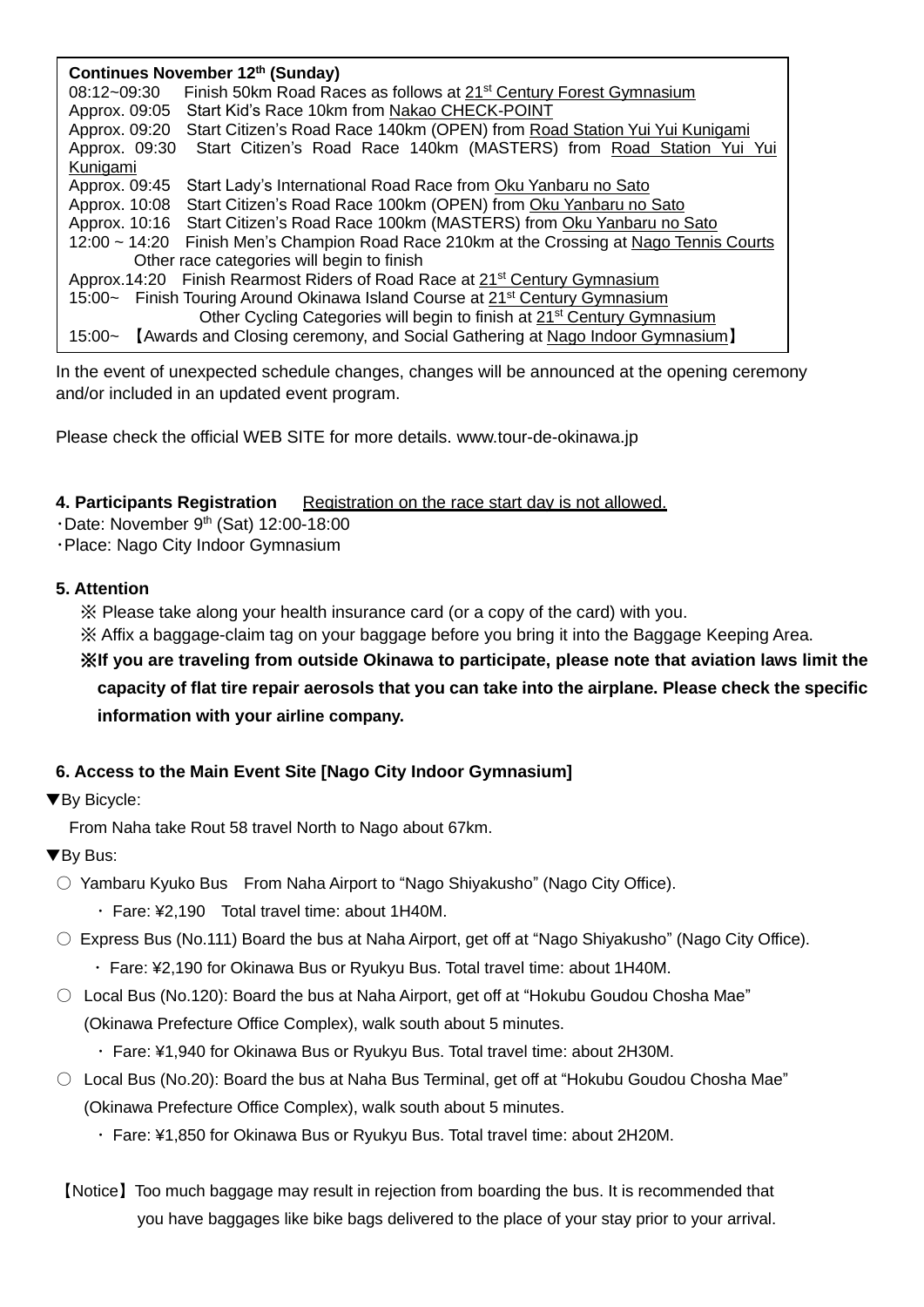**Continues November 12th (Sunday)**

08:12~09:30 Finish 50km Road Races as follows at 21st Century Forest Gymnasium

Approx. 09:05 Start Kid's Race 10km from Nakao CHECK-POINT

Approx. 09:20 Start Citizen's Road Race 140km (OPEN) from Road Station Yui Yui Kunigami

Approx. 09:30 Start Citizen's Road Race 140km (MASTERS) from Road Station Yui Yui Kunigami

Approx. 09:45 Start Lady's International Road Race from Oku Yanbaru no Sato

Approx. 10:08 Start Citizen's Road Race 100km (OPEN) from Oku Yanbaru no Sato

Approx. 10:16 Start Citizen's Road Race 100km (MASTERS) from Oku Yanbaru no Sato

12:00 ~ 14:20 Finish Men's Champion Road Race 210km at the Crossing at Nago Tennis Courts

Other race categories will begin to finish

Approx.14:20 Finish Rearmost Riders of Road Race at 21st Century Gymnasium

15:00~ Finish Touring Around Okinawa Island Course at 21st Century Gymnasium

Other Cycling Categories will begin to finish at 21st Century Gymnasium

15:00~ 【Awards and Closing ceremony, and Social Gathering at Nago Indoor Gymnasium】

In the event of unexpected schedule changes, changes will be announced at the opening ceremony and/or included in an updated event program.

Please check the official WEB SITE for more details. www.tour-de-okinawa.jp

**4. Participants Registration** Registration on the race start day is not allowed.

・Date: November 9th (Sat) 12:00-18:00

・Place: Nago City Indoor Gymnasium

**5. Attention**

※ Please take along your health insurance card (or a copy of the card) with you.

※ Affix a baggage-claim tag on your baggage before you bring it into the Baggage Keeping Area.

**※If you are traveling from outside Okinawa to participate, please note that aviation laws limit the capacity of flat tire repair aerosols that you can take into the airplane. Please check the specific information with your airline company.**

**6. Access to the Main Event Site [Nago City Indoor Gymnasium]**

▼By Bicycle:

From Naha take Rout 58 travel North to Nago about 67km.

▼By Bus:

○ Yambaru Kyuko Bus From Naha Airport to "Nago Shiyakusho" (Nago City Office).

・ Fare: ¥2,190 Total travel time: about 1H40M.

○ Express Bus (No.111) Board the bus at Naha Airport, get off at "Nago Shiyakusho" (Nago City Office).

・ Fare: ¥2,190 for Okinawa Bus or Ryukyu Bus. Total travel time: about 1H40M.

○ Local Bus (No.120): Board the bus at Naha Airport, get off at "Hokubu Goudou Chosha Mae" (Okinawa Prefecture Office Complex), walk south about 5 minutes.

・ Fare: ¥1,940 for Okinawa Bus or Ryukyu Bus. Total travel time: about 2H30M.

○ Local Bus (No.20): Board the bus at Naha Bus Terminal, get off at "Hokubu Goudou Chosha Mae" (Okinawa Prefecture Office Complex), walk south about 5 minutes.

・ Fare: ¥1,850 for Okinawa Bus or Ryukyu Bus. Total travel time: about 2H20M.

【Notice】Too much baggage may result in rejection from boarding the bus. It is recommended that you have baggages like bike bags delivered to the place of your stay prior to your arrival.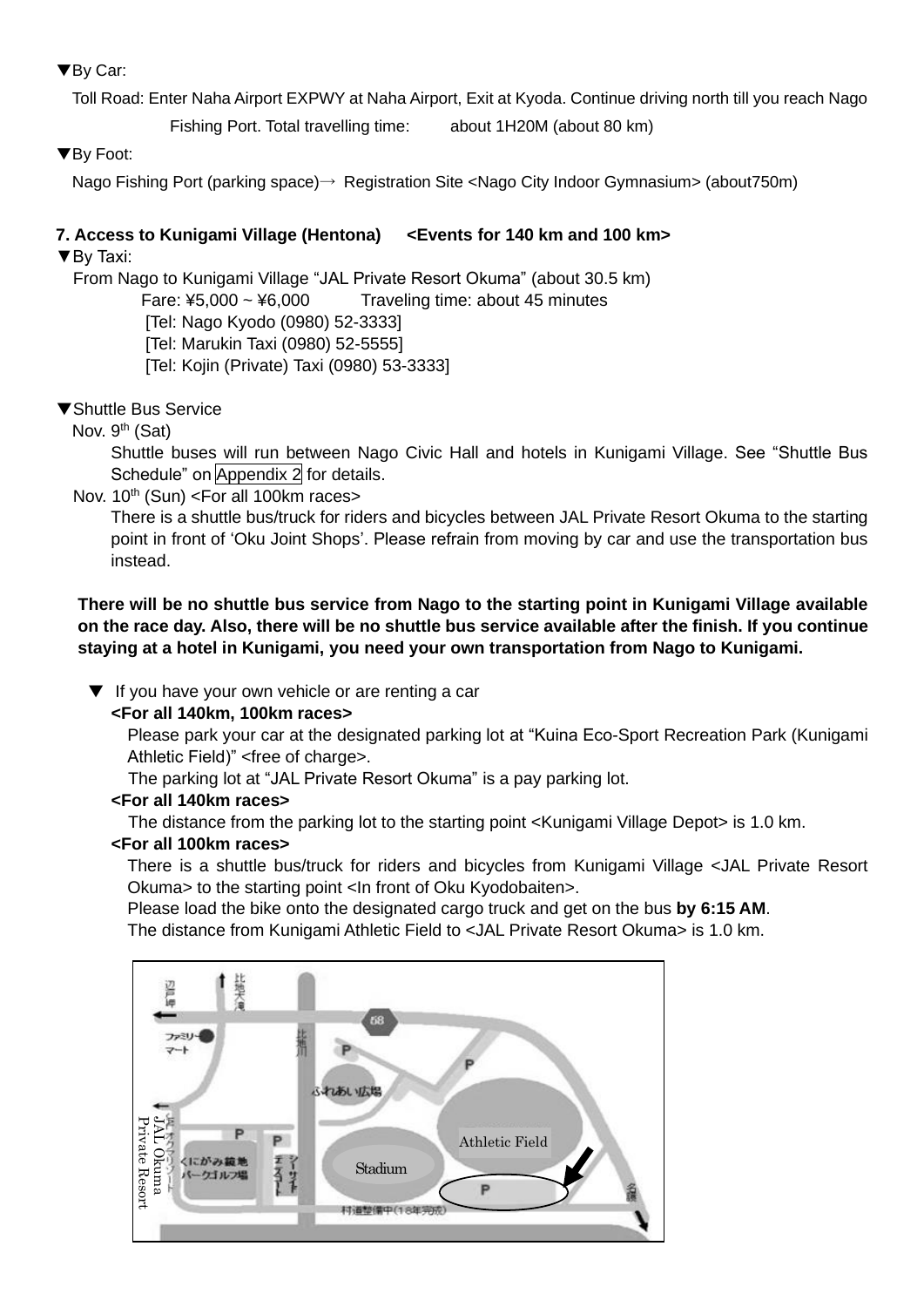▼By Car:

Toll Road: Enter Naha Airport EXPWY at Naha Airport, Exit at Kyoda. Continue driving north till you reach Nago Fishing Port. Total travelling time: about 1H20M (about 80 km)

▼By Foot:

Nago Fishing Port (parking space)→ Registration Site <Nago City Indoor Gymnasium> (about750m)

**7. Access to Kunigami Village (Hentona) <Events for 140 km and 100 km>**

▼By Taxi:

From Nago to Kunigami Village "JAL Private Resort Okuma" (about 30.5 km)

Fare: ¥5,000 ~ ¥6,000 Traveling time: about 45 minutes

[Tel: Nago Kyodo (0980) 52-3333]

[Tel: Marukin Taxi (0980) 52-5555]

[Tel: Kojin (Private) Taxi (0980) 53-3333]

▼Shuttle Bus Service

Nov. 9th (Sat)

Shuttle buses will run between Nago Civic Hall and hotels in Kunigami Village. See "Shuttle Bus Schedule" on Appendix 2 for details.

Nov. 10th (Sun) <For all 100km races>

There is a shuttle bus/truck for riders and bicycles between JAL Private Resort Okuma to the starting point in front of 'Oku Joint Shops'. Please refrain from moving by car and use the transportation bus instead.

**There will be no shuttle bus service from Nago to the starting point in Kunigami Village available on the race day. Also, there will be no shuttle bus service available after the finish. If you continue staying at a hotel in Kunigami, you need your own transportation from Nago to Kunigami.**

▼ If you have your own vehicle or are renting a car

**<For all 140km, 100km races>**

Please park your car at the designated parking lot at "Kuina Eco-Sport Recreation Park (Kunigami Athletic Field)" <free of charge>.

The parking lot at "JAL Private Resort Okuma" is a pay parking lot.

**<For all 140km races>**

The distance from the parking lot to the starting point <Kunigami Village Depot> is 1.0 km.

**<For all 100km races>**

There is a shuttle bus/truck for riders and bicycles from Kunigami Village <JAL Private Resort Okuma> to the starting point <In front of Oku Kyodobaiten>.

Please load the bike onto the designated cargo truck and get on the bus **by 6:15 AM**.

The distance from Kunigami Athletic Field to <JAL Private Resort Okuma> is 1.0 km.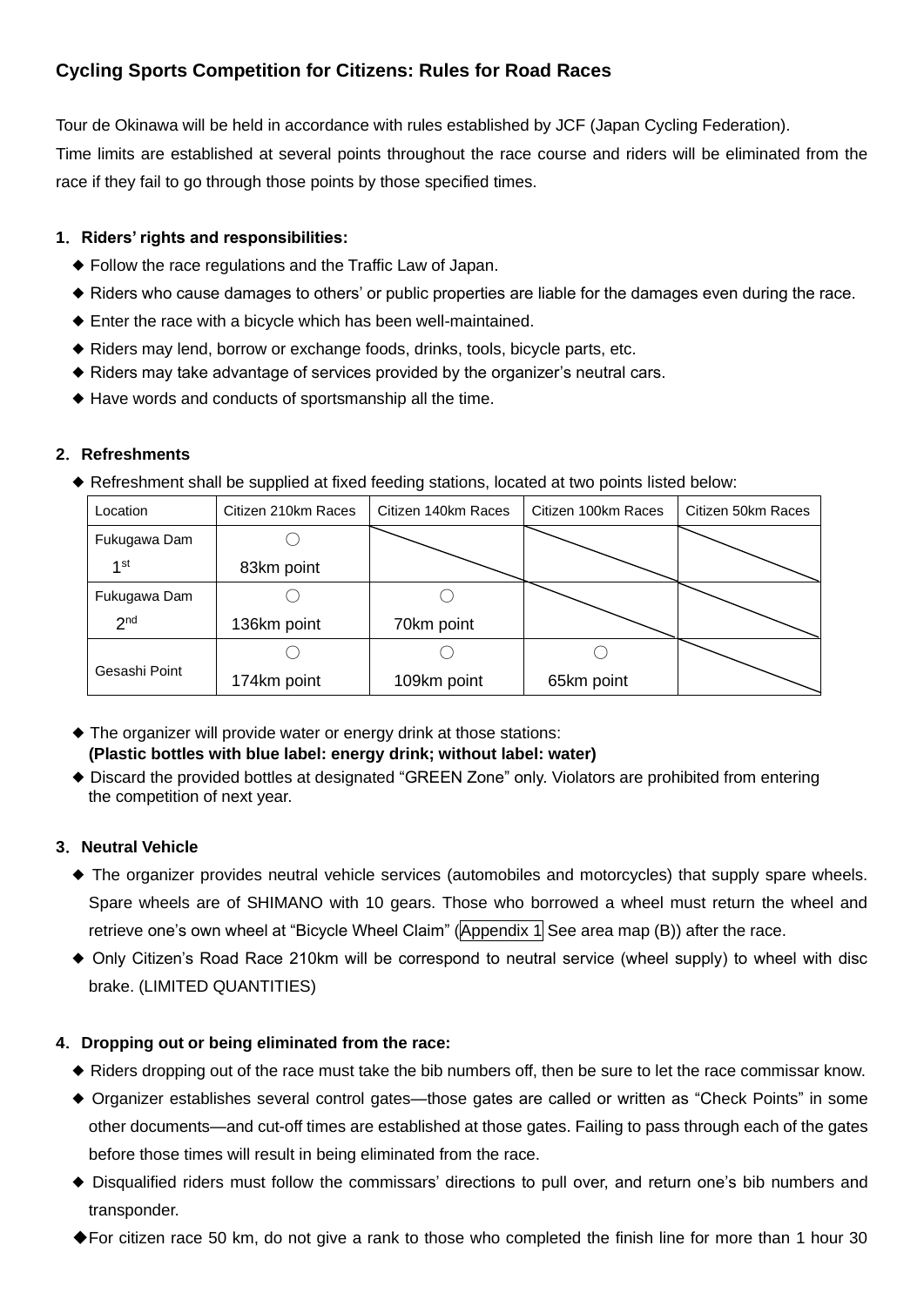## Cycling Sports Competition for Citizens: Rules for Road Races

Tour de Okinawa will be held in accordance with rules established by JCF (Japan Cycling Federation).
Time limits are established at several points throughout the race course and riders will be eliminated from the race if they fail to go through those points by those specified times.

### 1. Riders' rights and responsibilities:

- ◆ Follow the race regulations and the Traffic Law of Japan.
- ◆ Riders who cause damages to others' or public properties are liable for the damages even during the race.
- ◆ Enter the race with a bicycle which has been well-maintained.
- ◆ Riders may lend, borrow or exchange foods, drinks, tools, bicycle parts, etc.
- ◆ Riders may take advantage of services provided by the organizer's neutral cars.
- ◆ Have words and conducts of sportsmanship all the time.

### 2. Refreshments

- ◆ Refreshment shall be supplied at fixed feeding stations, located at two points listed below:

| Location | Citizen 210km Races | Citizen 140km Races | Citizen 100km Races | Citizen 50km Races |
|---|---|---|---|---|
| Fukugawa Dam 1st | 〇 83km point | | | |
| Fukugawa Dam 2nd | 〇 136km point | 〇 70km point | | |
| Gesashi Point | 〇 174km point | 〇 109km point | 〇 65km point | |

- ◆ The organizer will provide water or energy drink at those stations:
  **(Plastic bottles with blue label: energy drink; without label: water)**
- ◆ Discard the provided bottles at designated "GREEN Zone" only. Violators are prohibited from entering the competition of next year.

### 3. Neutral Vehicle

- ◆ The organizer provides neutral vehicle services (automobiles and motorcycles) that supply spare wheels. Spare wheels are of SHIMANO with 10 gears. Those who borrowed a wheel must return the wheel and retrieve one's own wheel at "Bicycle Wheel Claim" (Appendix 1 See area map (B)) after the race.
- ◆ Only Citizen's Road Race 210km will be correspond to neutral service (wheel supply) to wheel with disc brake. (LIMITED QUANTITIES)

### 4. Dropping out or being eliminated from the race:

- ◆ Riders dropping out of the race must take the bib numbers off, then be sure to let the race commissar know.
- ◆ Organizer establishes several control gates—those gates are called or written as "Check Points" in some other documents—and cut-off times are established at those gates. Failing to pass through each of the gates before those times will result in being eliminated from the race.
- ◆ Disqualified riders must follow the commissars' directions to pull over, and return one's bib numbers and transponder.
- ◆For citizen race 50 km, do not give a rank to those who completed the finish line for more than 1 hour 30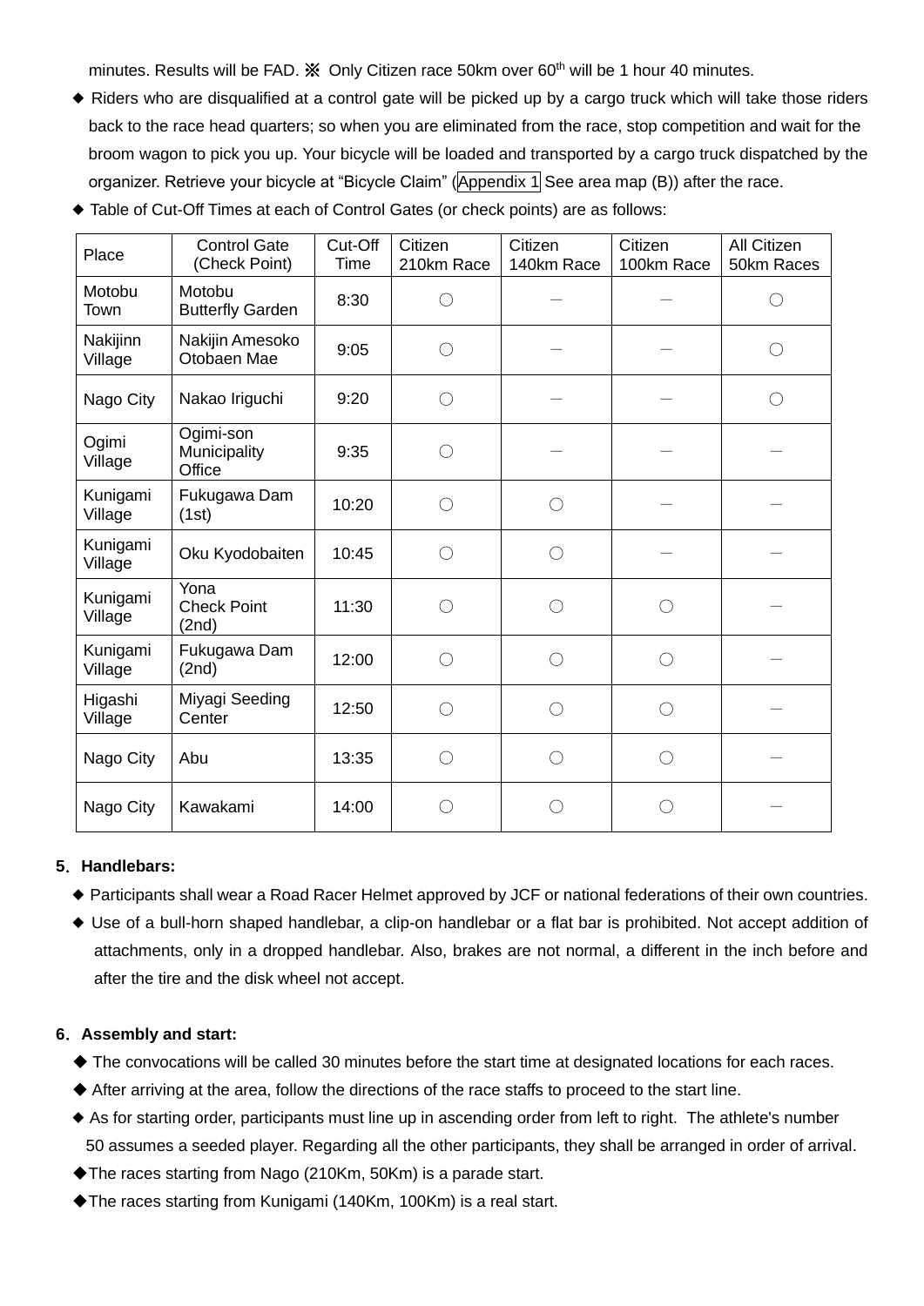minutes. Results will be FAD. ※ Only Citizen race 50km over 60th will be 1 hour 40 minutes.

◆ Riders who are disqualified at a control gate will be picked up by a cargo truck which will take those riders back to the race head quarters; so when you are eliminated from the race, stop competition and wait for the broom wagon to pick you up. Your bicycle will be loaded and transported by a cargo truck dispatched by the organizer. Retrieve your bicycle at "Bicycle Claim" (Appendix 1 See area map (B)) after the race.

◆ Table of Cut-Off Times at each of Control Gates (or check points) are as follows:

| Place | Control Gate (Check Point) | Cut-Off Time | Citizen 210km Race | Citizen 140km Race | Citizen 100km Race | All Citizen 50km Races |
|---|---|---|---|---|---|---|
| Motobu Town | Motobu Butterfly Garden | 8:30 | ○ | ― | ― | ○ |
| Nakijinn Village | Nakijin Amesoko Otobaen Mae | 9:05 | ○ | ― | ― | ○ |
| Nago City | Nakao Iriguchi | 9:20 | ○ | ― | ― | ○ |
| Ogimi Village | Ogimi-son Municipality Office | 9:35 | ○ | ― | ― | ― |
| Kunigami Village | Fukugawa Dam (1st) | 10:20 | ○ | ○ | ― | ― |
| Kunigami Village | Oku Kyodobaiten | 10:45 | ○ | ○ | ― | ― |
| Kunigami Village | Yona Check Point (2nd) | 11:30 | ○ | ○ | ○ | ― |
| Kunigami Village | Fukugawa Dam (2nd) | 12:00 | ○ | ○ | ○ | ― |
| Higashi Village | Miyagi Seeding Center | 12:50 | ○ | ○ | ○ | ― |
| Nago City | Abu | 13:35 | ○ | ○ | ○ | ― |
| Nago City | Kawakami | 14:00 | ○ | ○ | ○ | ― |

**5. Handlebars:**

◆ Participants shall wear a Road Racer Helmet approved by JCF or national federations of their own countries.

◆ Use of a bull-horn shaped handlebar, a clip-on handlebar or a flat bar is prohibited. Not accept addition of attachments, only in a dropped handlebar. Also, brakes are not normal, a different in the inch before and after the tire and the disk wheel not accept.

**6. Assembly and start:**

◆ The convocations will be called 30 minutes before the start time at designated locations for each races.

◆ After arriving at the area, follow the directions of the race staffs to proceed to the start line.

◆ As for starting order, participants must line up in ascending order from left to right. The athlete's number 50 assumes a seeded player. Regarding all the other participants, they shall be arranged in order of arrival.

◆The races starting from Nago (210Km, 50Km) is a parade start.

◆The races starting from Kunigami (140Km, 100Km) is a real start.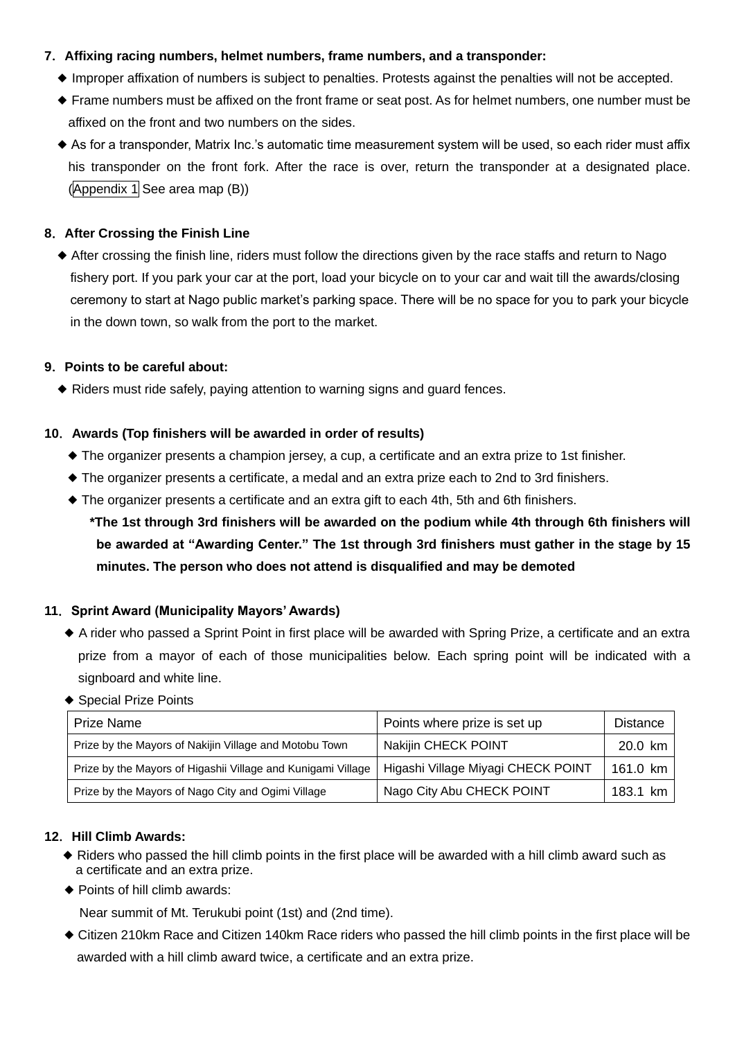## 7. Affixing racing numbers, helmet numbers, frame numbers, and a transponder:

- ◆ Improper affixation of numbers is subject to penalties. Protests against the penalties will not be accepted.
- ◆ Frame numbers must be affixed on the front frame or seat post. As for helmet numbers, one number must be affixed on the front and two numbers on the sides.
- ◆ As for a transponder, Matrix Inc.'s automatic time measurement system will be used, so each rider must affix his transponder on the front fork. After the race is over, return the transponder at a designated place. (Appendix 1 See area map (B))

## 8. After Crossing the Finish Line

- ◆ After crossing the finish line, riders must follow the directions given by the race staffs and return to Nago fishery port. If you park your car at the port, load your bicycle on to your car and wait till the awards/closing ceremony to start at Nago public market's parking space. There will be no space for you to park your bicycle in the down town, so walk from the port to the market.

## 9. Points to be careful about:

- ◆ Riders must ride safely, paying attention to warning signs and guard fences.

## 10. Awards (Top finishers will be awarded in order of results)

- ◆ The organizer presents a champion jersey, a cup, a certificate and an extra prize to 1st finisher.
- ◆ The organizer presents a certificate, a medal and an extra prize each to 2nd to 3rd finishers.
- ◆ The organizer presents a certificate and an extra gift to each 4th, 5th and 6th finishers.

  **\*The 1st through 3rd finishers will be awarded on the podium while 4th through 6th finishers will be awarded at "Awarding Center." The 1st through 3rd finishers must gather in the stage by 15 minutes. The person who does not attend is disqualified and may be demoted**

## 11. Sprint Award (Municipality Mayors' Awards)

- ◆ A rider who passed a Sprint Point in first place will be awarded with Spring Prize, a certificate and an extra prize from a mayor of each of those municipalities below. Each spring point will be indicated with a signboard and white line.
- ◆ Special Prize Points

| Prize Name | Points where prize is set up | Distance |
|---|---|---|
| Prize by the Mayors of Nakijin Village and Motobu Town | Nakijin CHECK POINT | 20.0 km |
| Prize by the Mayors of Higashii Village and Kunigami Village | Higashi Village Miyagi CHECK POINT | 161.0 km |
| Prize by the Mayors of Nago City and Ogimi Village | Nago City Abu CHECK POINT | 183.1 km |

## 12. Hill Climb Awards:

- ◆ Riders who passed the hill climb points in the first place will be awarded with a hill climb award such as a certificate and an extra prize.
- ◆ Points of hill climb awards:

  Near summit of Mt. Terukubi point (1st) and (2nd time).
- ◆ Citizen 210km Race and Citizen 140km Race riders who passed the hill climb points in the first place will be awarded with a hill climb award twice, a certificate and an extra prize.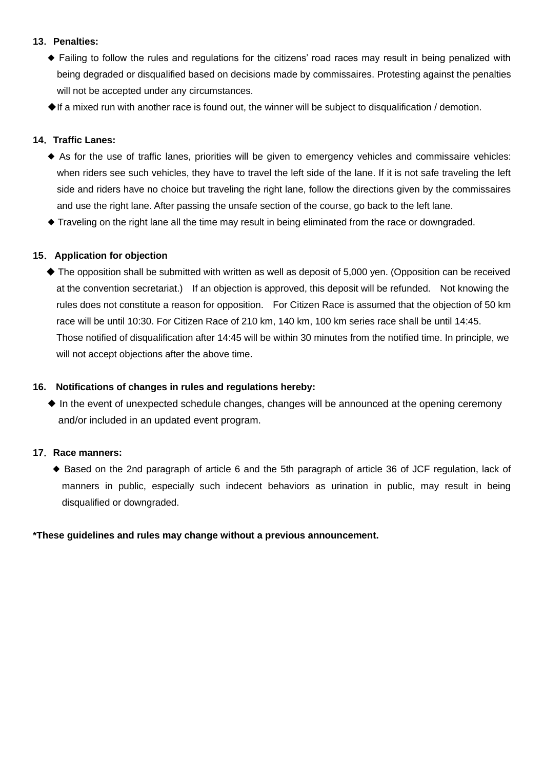**13. Penalties:**

- ◆ Failing to follow the rules and regulations for the citizens' road races may result in being penalized with being degraded or disqualified based on decisions made by commissaires. Protesting against the penalties will not be accepted under any circumstances.
- ◆If a mixed run with another race is found out, the winner will be subject to disqualification / demotion.

**14. Traffic Lanes:**

- ◆ As for the use of traffic lanes, priorities will be given to emergency vehicles and commissaire vehicles: when riders see such vehicles, they have to travel the left side of the lane. If it is not safe traveling the left side and riders have no choice but traveling the right lane, follow the directions given by the commissaires and use the right lane. After passing the unsafe section of the course, go back to the left lane.
- ◆ Traveling on the right lane all the time may result in being eliminated from the race or downgraded.

**15. Application for objection**

- ◆ The opposition shall be submitted with written as well as deposit of 5,000 yen. (Opposition can be received at the convention secretariat.) If an objection is approved, this deposit will be refunded. Not knowing the rules does not constitute a reason for opposition. For Citizen Race is assumed that the objection of 50 km race will be until 10:30. For Citizen Race of 210 km, 140 km, 100 km series race shall be until 14:45. Those notified of disqualification after 14:45 will be within 30 minutes from the notified time. In principle, we will not accept objections after the above time.

**16. Notifications of changes in rules and regulations hereby:**

- ◆ In the event of unexpected schedule changes, changes will be announced at the opening ceremony and/or included in an updated event program.

**17. Race manners:**

- ◆ Based on the 2nd paragraph of article 6 and the 5th paragraph of article 36 of JCF regulation, lack of manners in public, especially such indecent behaviors as urination in public, may result in being disqualified or downgraded.

***These guidelines and rules may change without a previous announcement.**